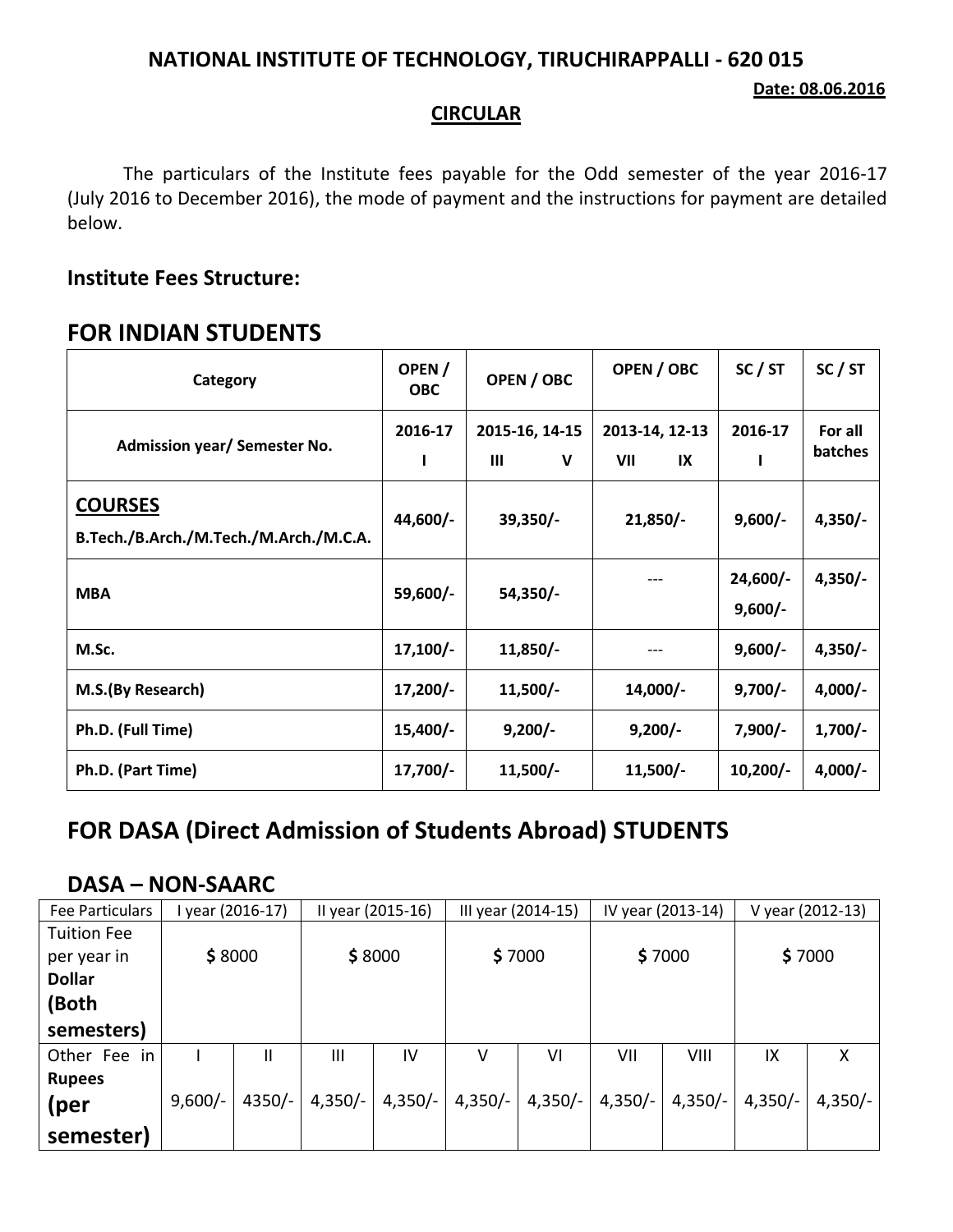**NATIONAL INSTITUTE OF TECHNOLOGY, TIRUCHIRAPPALLI - 620 015**

**Date: 08.06.2016**

**CIRCULAR**

The particulars of the Institute fees payable for the Odd semester of the year 2016-17 (July 2016 to December 2016), the mode of payment and the instructions for payment are detailed below.

### Institute Fees Structure:

## FOR INDIAN STUDENTS

| Category | OPEN / OBC | OPEN / OBC | OPEN / OBC | SC / ST | SC / ST |
|---|---|---|---|---|---|
| Admission year/ Semester No. | 2016-17<br>I | 2015-16, 14-15<br>III V | 2013-14, 12-13<br>VII IX | 2016-17<br>I | For all batches |
| **COURSES**<br>B.Tech./B.Arch./M.Tech./M.Arch./M.C.A. | 44,600/- | 39,350/- | 21,850/- | 9,600/- | 4,350/- |
| MBA | 59,600/- | 54,350/- | --- | 24,600/-<br>9,600/- | 4,350/- |
| M.Sc. | 17,100/- | 11,850/- | --- | 9,600/- | 4,350/- |
| M.S.(By Research) | 17,200/- | 11,500/- | 14,000/- | 9,700/- | 4,000/- |
| Ph.D. (Full Time) | 15,400/- | 9,200/- | 9,200/- | 7,900/- | 1,700/- |
| Ph.D. (Part Time) | 17,700/- | 11,500/- | 11,500/- | 10,200/- | 4,000/- |

## FOR DASA (Direct Admission of Students Abroad) STUDENTS

### DASA – NON-SAARC

| Fee Particulars | I year (2016-17) | | II year (2015-16) | | III year (2014-15) | | IV year (2013-14) | | V year (2012-13) | |
|---|---|---|---|---|---|---|---|---|---|---|
| Tuition Fee per year in **Dollar (Both semesters)** | $ 8000 | | $ 8000 | | $ 7000 | | $ 7000 | | $ 7000 | |
| Other Fee in **Rupees (per semester)** | I<br>9,600/- | II<br>4350/- | III<br>4,350/- | IV<br>4,350/- | V<br>4,350/- | VI<br>4,350/- | VII<br>4,350/- | VIII<br>4,350/- | IX<br>4,350/- | X<br>4,350/- |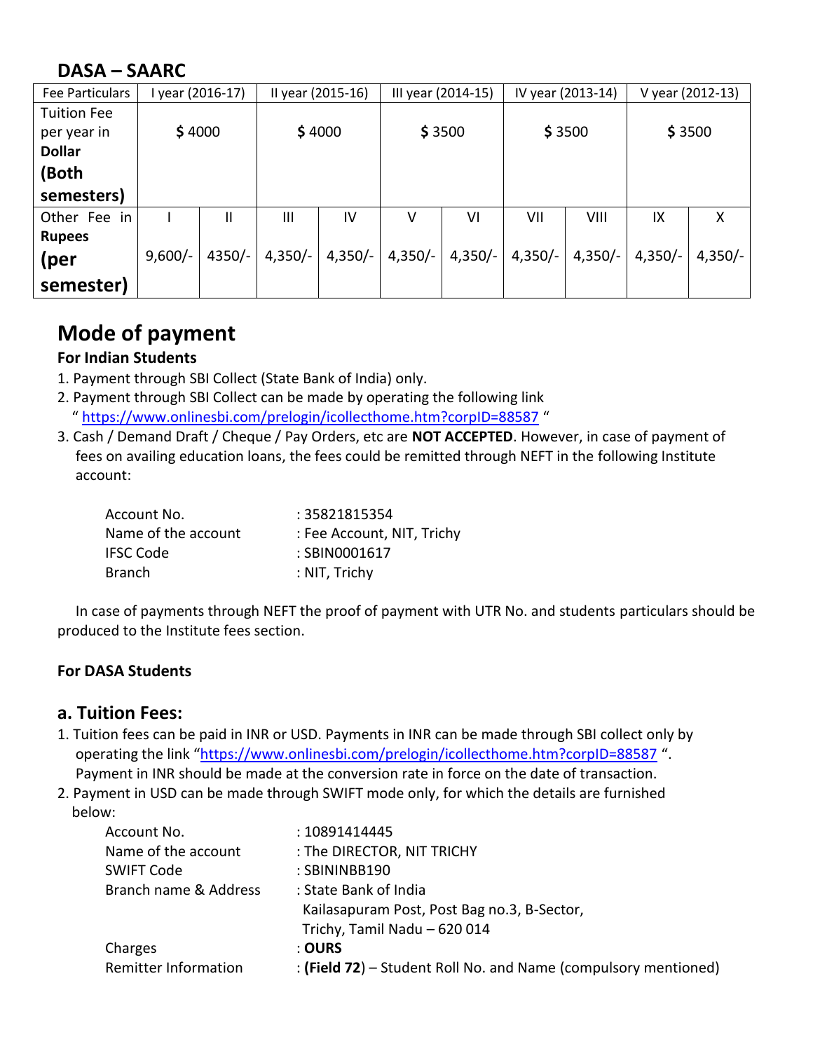## DASA – SAARC

| Fee Particulars | I year (2016-17) | | II year (2015-16) | | III year (2014-15) | | IV year (2013-14) | | V year (2012-13) | |
|---|---|---|---|---|---|---|---|---|---|---|
| Tuition Fee per year in **Dollar (Both semesters)** | $ 4000 | | $ 4000 | | $ 3500 | | $ 3500 | | $ 3500 | |
| Other Fee in **Rupees (per semester)** | I | II | III | IV | V | VI | VII | VIII | IX | X |
| | 9,600/- | 4350/- | 4,350/- | 4,350/- | 4,350/- | 4,350/- | 4,350/- | 4,350/- | 4,350/- | 4,350/- |

# Mode of payment

**For Indian Students**

1. Payment through SBI Collect (State Bank of India) only.
2. Payment through SBI Collect can be made by operating the following link " https://www.onlinesbi.com/prelogin/icollecthome.htm?corpID=88587 "
3. Cash / Demand Draft / Cheque / Pay Orders, etc are **NOT ACCEPTED**. However, in case of payment of fees on availing education loans, the fees could be remitted through NEFT in the following Institute account:

| | |
|---|---|
| Account No. | : 35821815354 |
| Name of the account | : Fee Account, NIT, Trichy |
| IFSC Code | : SBIN0001617 |
| Branch | : NIT, Trichy |

In case of payments through NEFT the proof of payment with UTR No. and students particulars should be produced to the Institute fees section.

**For DASA Students**

## a. Tuition Fees:

1. Tuition fees can be paid in INR or USD. Payments in INR can be made through SBI collect only by operating the link "https://www.onlinesbi.com/prelogin/icollecthome.htm?corpID=88587 ". Payment in INR should be made at the conversion rate in force on the date of transaction.
2. Payment in USD can be made through SWIFT mode only, for which the details are furnished below:

| | |
|---|---|
| Account No. | : 10891414445 |
| Name of the account | : The DIRECTOR, NIT TRICHY |
| SWIFT Code | : SBININBB190 |
| Branch name & Address | : State Bank of India<br>Kailasapuram Post, Post Bag no.3, B-Sector,<br>Trichy, Tamil Nadu – 620 014 |
| Charges | : **OURS** |
| Remitter Information | : **(Field 72)** – Student Roll No. and Name (compulsory mentioned) |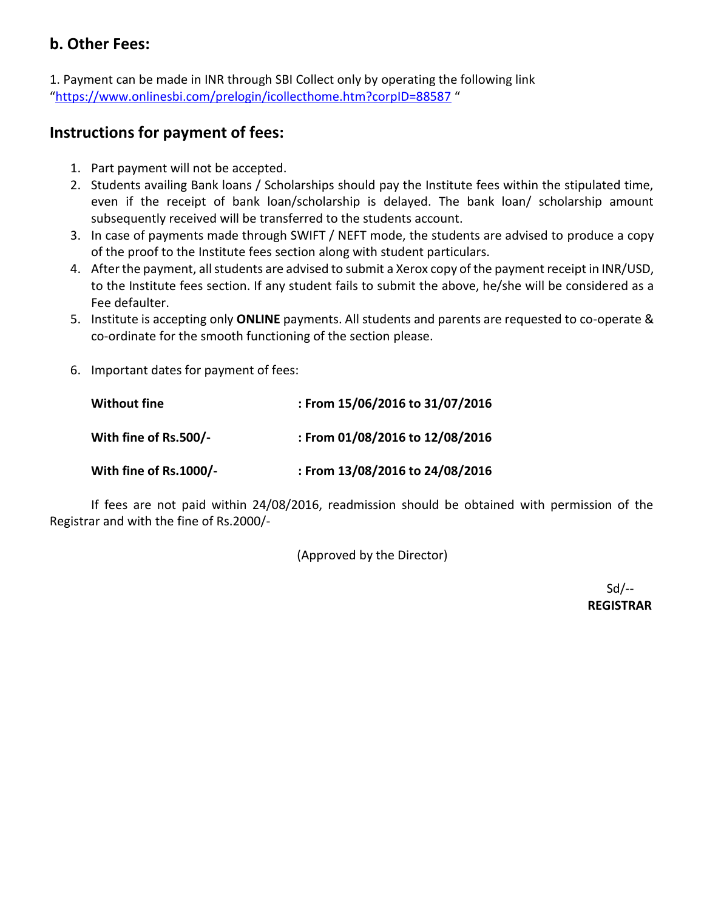## b. Other Fees:

1. Payment can be made in INR through SBI Collect only by operating the following link "https://www.onlinesbi.com/prelogin/icollecthome.htm?corpID=88587 "

## Instructions for payment of fees:

1. Part payment will not be accepted.
2. Students availing Bank loans / Scholarships should pay the Institute fees within the stipulated time, even if the receipt of bank loan/scholarship is delayed. The bank loan/ scholarship amount subsequently received will be transferred to the students account.
3. In case of payments made through SWIFT / NEFT mode, the students are advised to produce a copy of the proof to the Institute fees section along with student particulars.
4. After the payment, all students are advised to submit a Xerox copy of the payment receipt in INR/USD, to the Institute fees section. If any student fails to submit the above, he/she will be considered as a Fee defaulter.
5. Institute is accepting only **ONLINE** payments. All students and parents are requested to co-operate & co-ordinate for the smooth functioning of the section please.
6. Important dates for payment of fees:

| | |
|---|---|
| **Without fine** | **: From 15/06/2016 to 31/07/2016** |
| **With fine of Rs.500/-** | **: From 01/08/2016 to 12/08/2016** |
| **With fine of Rs.1000/-** | **: From 13/08/2016 to 24/08/2016** |

If fees are not paid within 24/08/2016, readmission should be obtained with permission of the Registrar and with the fine of Rs.2000/-

(Approved by the Director)

Sd/--
**REGISTRAR**